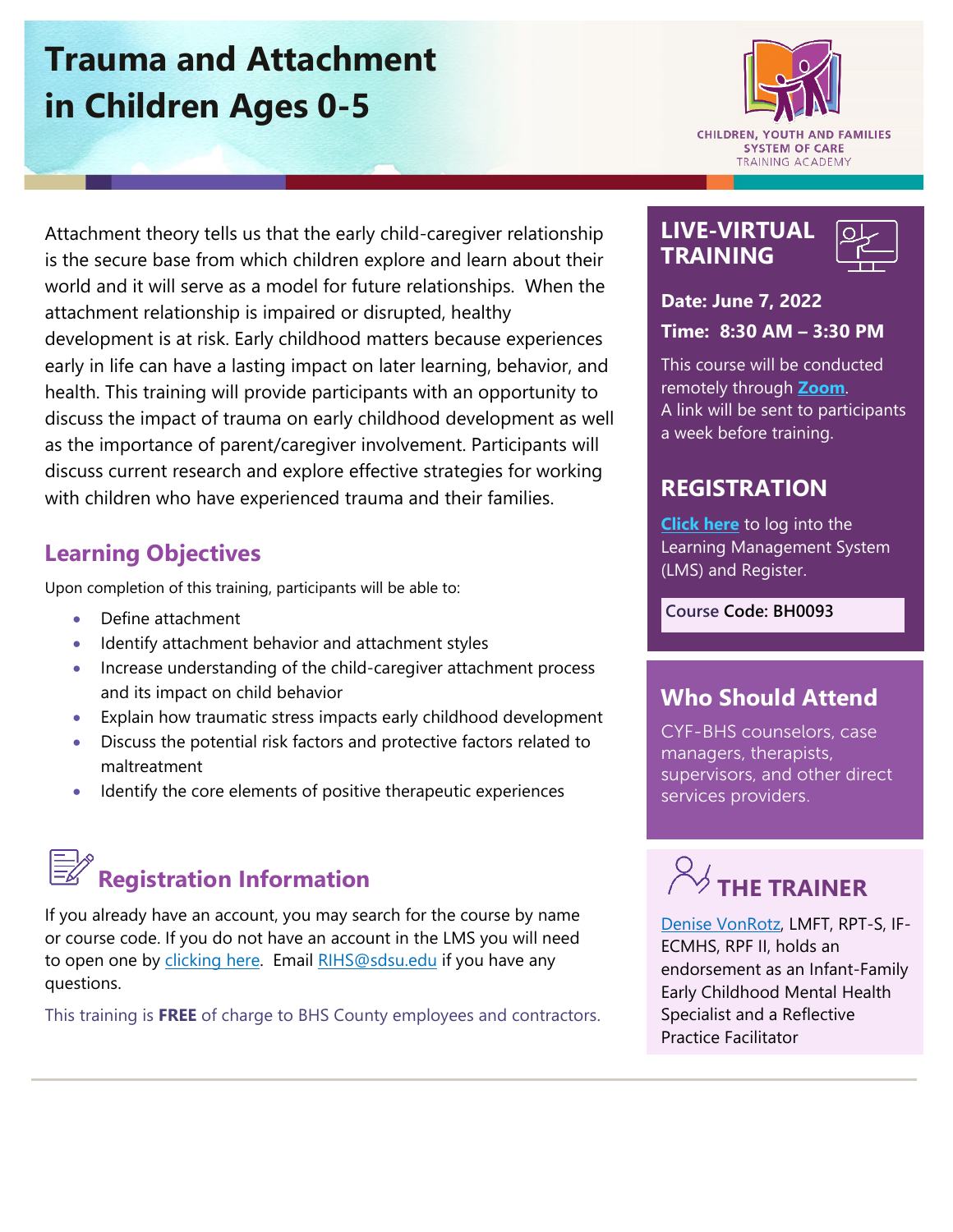# Trauma and Attachment in Children Ages 0-5

CHILDREN, YOUTH AND FAMILIES SYSTEM OF CARE TRAINING ACADEMY

Attachment theory tells us that the early child-caregiver relationship is the secure base from which children explore and learn about their world and it will serve as a model for future relationships. When the attachment relationship is impaired or disrupted, healthy development is at risk. Early childhood matters because experiences early in life can have a lasting impact on later learning, behavior, and health. This training will provide participants with an opportunity to discuss the impact of trauma on early childhood development as well as the importance of parent/caregiver involvement. Participants will discuss current research and explore effective strategies for working with children who have experienced trauma and their families.

## Learning Objectives

Upon completion of this training, participants will be able to:

- Define attachment
- Identify attachment behavior and attachment styles
- Increase understanding of the child-caregiver attachment process and its impact on child behavior
- Explain how traumatic stress impacts early childhood development
- Discuss the potential risk factors and protective factors related to maltreatment
- Identify the core elements of positive therapeutic experiences

## Registration Information

If you already have an account, you may search for the course by name or course code. If you do not have an account in the LMS you will need to open one by clicking here. Email RIHS@sdsu.edu if you have any questions.

This training is **FREE** of charge to BHS County employees and contractors.

## LIVE-VIRTUAL TRAINING

**Date: June 7, 2022**

**Time: 8:30 AM – 3:30 PM**

This course will be conducted remotely through **Zoom**. A link will be sent to participants a week before training.

## REGISTRATION

**Click here** to log into the Learning Management System (LMS) and Register.

Course Code: **BH0093**

## Who Should Attend

CYF-BHS counselors, case managers, therapists, supervisors, and other direct services providers.

## THE TRAINER

Denise VonRotz, LMFT, RPT-S, IF-ECMHS, RPF II, holds an endorsement as an Infant-Family Early Childhood Mental Health Specialist and a Reflective Practice Facilitator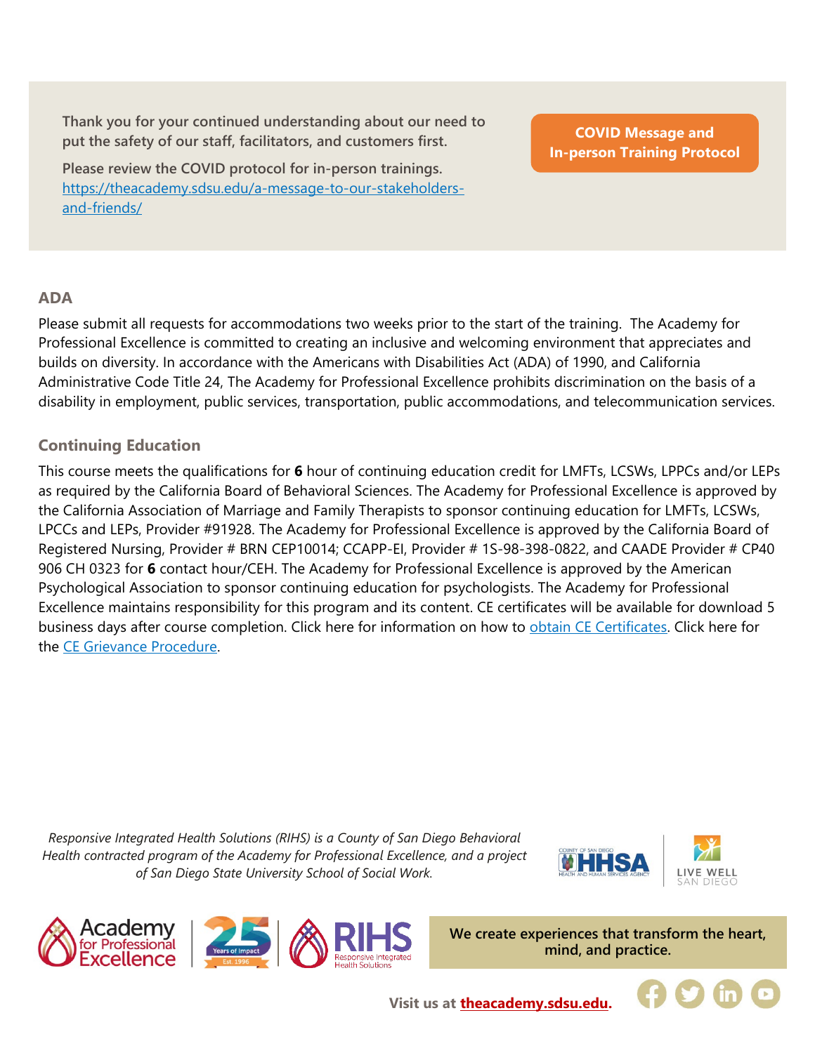Thank you for your continued understanding about our need to put the safety of our staff, facilitators, and customers first.

Please review the COVID protocol for in-person trainings. [https://theacademy.sdsu.edu/a-message-to-our-stakeholders-and-friends/](https://theacademy.sdsu.edu/a-message-to-our-stakeholders-and-friends/)

**COVID Message and In-person Training Protocol**

## ADA

Please submit all requests for accommodations two weeks prior to the start of the training. The Academy for Professional Excellence is committed to creating an inclusive and welcoming environment that appreciates and builds on diversity. In accordance with the Americans with Disabilities Act (ADA) of 1990, and California Administrative Code Title 24, The Academy for Professional Excellence prohibits discrimination on the basis of a disability in employment, public services, transportation, public accommodations, and telecommunication services.

## Continuing Education

This course meets the qualifications for **6** hour of continuing education credit for LMFTs, LCSWs, LPPCs and/or LEPs as required by the California Board of Behavioral Sciences. The Academy for Professional Excellence is approved by the California Association of Marriage and Family Therapists to sponsor continuing education for LMFTs, LCSWs, LPCCs and LEPs, Provider #91928. The Academy for Professional Excellence is approved by the California Board of Registered Nursing, Provider # BRN CEP10014; CCAPP-EI, Provider # 1S-98-398-0822, and CAADE Provider # CP40 906 CH 0323 for **6** contact hour/CEH. The Academy for Professional Excellence is approved by the American Psychological Association to sponsor continuing education for psychologists. The Academy for Professional Excellence maintains responsibility for this program and its content. CE certificates will be available for download 5 business days after course completion. Click here for information on how to obtain CE Certificates. Click here for the CE Grievance Procedure.

*Responsive Integrated Health Solutions (RIHS) is a County of San Diego Behavioral Health contracted program of the Academy for Professional Excellence, and a project of San Diego State University School of Social Work.*

**We create experiences that transform the heart, mind, and practice.**

**Visit us at theacademy.sdsu.edu.**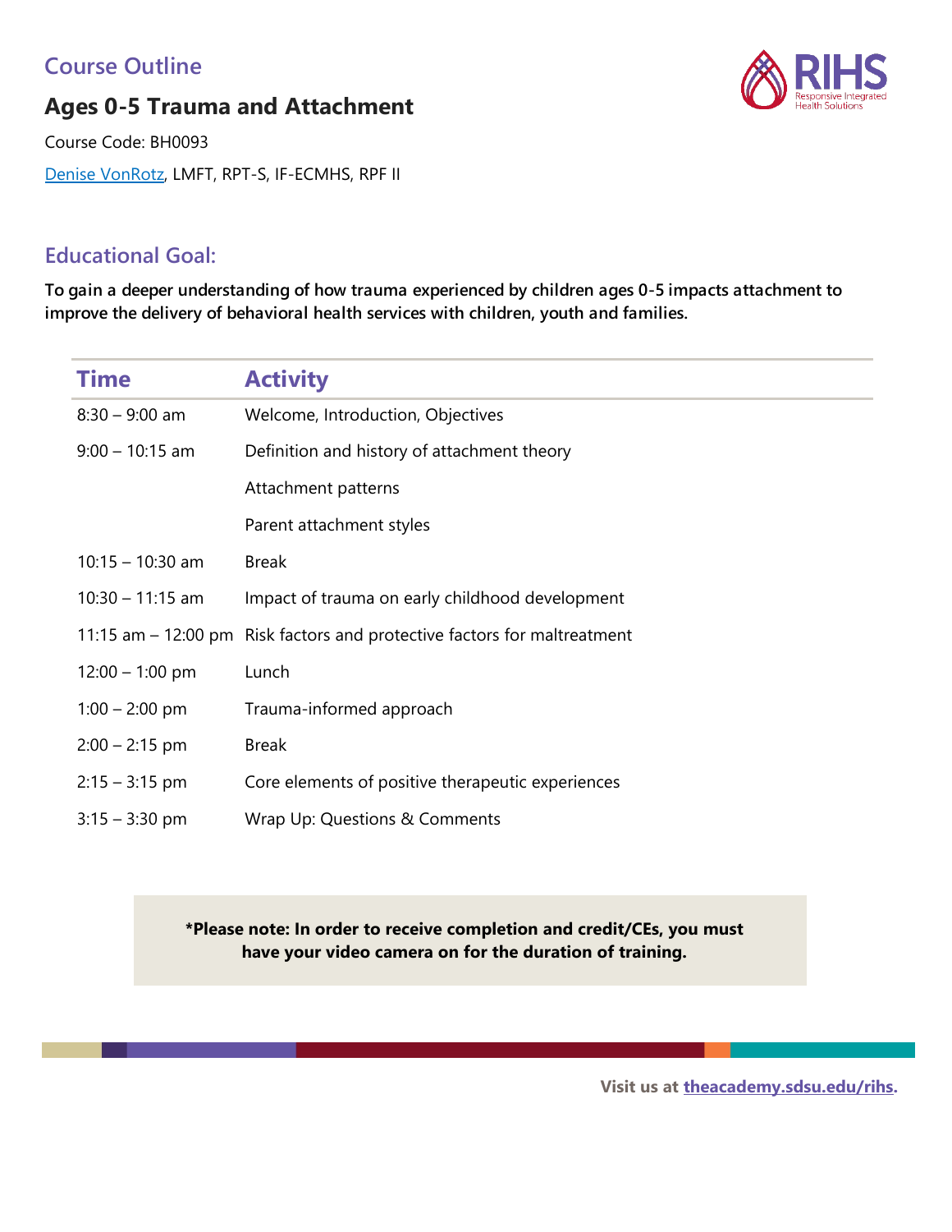## Course Outline

# Ages 0-5 Trauma and Attachment

Course Code: BH0093

Denise VonRotz, LMFT, RPT-S, IF-ECMHS, RPF II

## Educational Goal:

**To gain a deeper understanding of how trauma experienced by children ages 0-5 impacts attachment to improve the delivery of behavioral health services with children, youth and families.**

| Time | Activity |
|---|---|
| 8:30 – 9:00 am | Welcome, Introduction, Objectives |
| 9:00 – 10:15 am | Definition and history of attachment theory |
| | Attachment patterns |
| | Parent attachment styles |
| 10:15 – 10:30 am | Break |
| 10:30 – 11:15 am | Impact of trauma on early childhood development |
| 11:15 am – 12:00 pm | Risk factors and protective factors for maltreatment |
| 12:00 – 1:00 pm | Lunch |
| 1:00 – 2:00 pm | Trauma-informed approach |
| 2:00 – 2:15 pm | Break |
| 2:15 – 3:15 pm | Core elements of positive therapeutic experiences |
| 3:15 – 3:30 pm | Wrap Up: Questions & Comments |

**\*Please note: In order to receive completion and credit/CEs, you must have your video camera on for the duration of training.**

**Visit us at theacademy.sdsu.edu/rihs.**